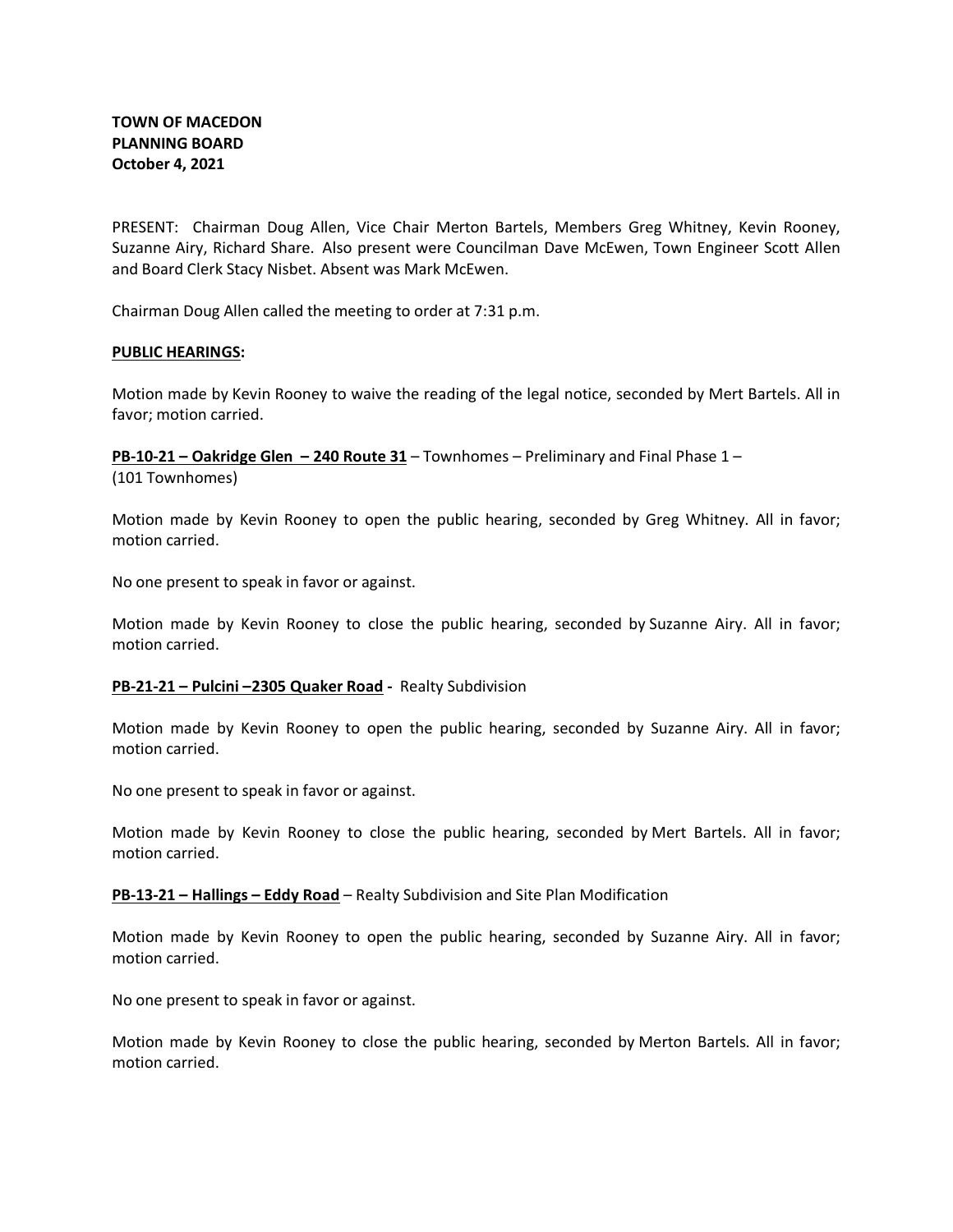**TOWN OF MACEDON**
**PLANNING BOARD**
**October 4, 2021**

PRESENT: Chairman Doug Allen, Vice Chair Merton Bartels, Members Greg Whitney, Kevin Rooney, Suzanne Airy, Richard Share. Also present were Councilman Dave McEwen, Town Engineer Scott Allen and Board Clerk Stacy Nisbet. Absent was Mark McEwen.

Chairman Doug Allen called the meeting to order at 7:31 p.m.

**PUBLIC HEARINGS:**

Motion made by Kevin Rooney to waive the reading of the legal notice, seconded by Mert Bartels. All in favor; motion carried.

**PB-10-21 – Oakridge Glen – 240 Route 31** – Townhomes – Preliminary and Final Phase 1 – (101 Townhomes)

Motion made by Kevin Rooney to open the public hearing, seconded by Greg Whitney. All in favor; motion carried.

No one present to speak in favor or against.

Motion made by Kevin Rooney to close the public hearing, seconded by Suzanne Airy. All in favor; motion carried.

**PB-21-21 – Pulcini –2305 Quaker Road -** Realty Subdivision

Motion made by Kevin Rooney to open the public hearing, seconded by Suzanne Airy. All in favor; motion carried.

No one present to speak in favor or against.

Motion made by Kevin Rooney to close the public hearing, seconded by Mert Bartels. All in favor; motion carried.

**PB-13-21 – Hallings – Eddy Road** – Realty Subdivision and Site Plan Modification

Motion made by Kevin Rooney to open the public hearing, seconded by Suzanne Airy. All in favor; motion carried.

No one present to speak in favor or against.

Motion made by Kevin Rooney to close the public hearing, seconded by Merton Bartels. All in favor; motion carried.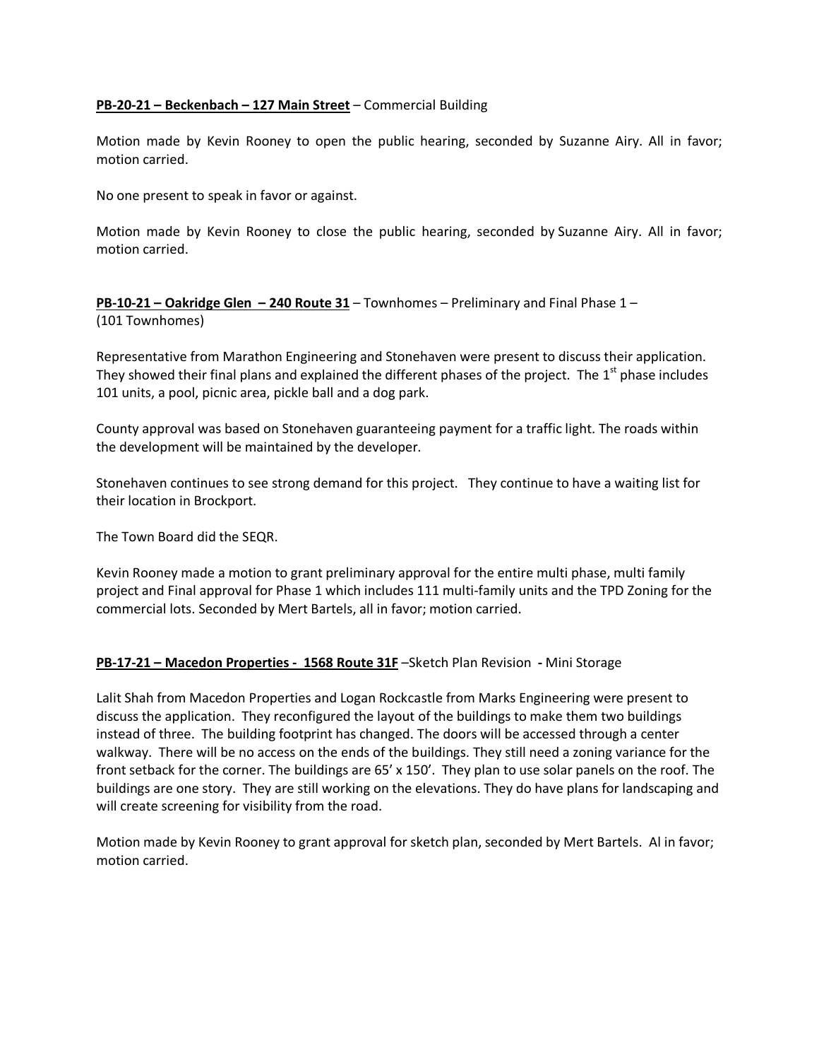**PB-20-21 – Beckenbach – 127 Main Street** – Commercial Building

Motion made by Kevin Rooney to open the public hearing, seconded by Suzanne Airy. All in favor; motion carried.

No one present to speak in favor or against.

Motion made by Kevin Rooney to close the public hearing, seconded by Suzanne Airy. All in favor; motion carried.

**PB-10-21 – Oakridge Glen – 240 Route 31** – Townhomes – Preliminary and Final Phase 1 – (101 Townhomes)

Representative from Marathon Engineering and Stonehaven were present to discuss their application. They showed their final plans and explained the different phases of the project. The 1st phase includes 101 units, a pool, picnic area, pickle ball and a dog park.

County approval was based on Stonehaven guaranteeing payment for a traffic light. The roads within the development will be maintained by the developer.

Stonehaven continues to see strong demand for this project. They continue to have a waiting list for their location in Brockport.

The Town Board did the SEQR.

Kevin Rooney made a motion to grant preliminary approval for the entire multi phase, multi family project and Final approval for Phase 1 which includes 111 multi-family units and the TPD Zoning for the commercial lots. Seconded by Mert Bartels, all in favor; motion carried.

**PB-17-21 – Macedon Properties - 1568 Route 31F** –Sketch Plan Revision **-** Mini Storage

Lalit Shah from Macedon Properties and Logan Rockcastle from Marks Engineering were present to discuss the application. They reconfigured the layout of the buildings to make them two buildings instead of three. The building footprint has changed. The doors will be accessed through a center walkway. There will be no access on the ends of the buildings. They still need a zoning variance for the front setback for the corner. The buildings are 65' x 150'. They plan to use solar panels on the roof. The buildings are one story. They are still working on the elevations. They do have plans for landscaping and will create screening for visibility from the road.

Motion made by Kevin Rooney to grant approval for sketch plan, seconded by Mert Bartels. Al in favor; motion carried.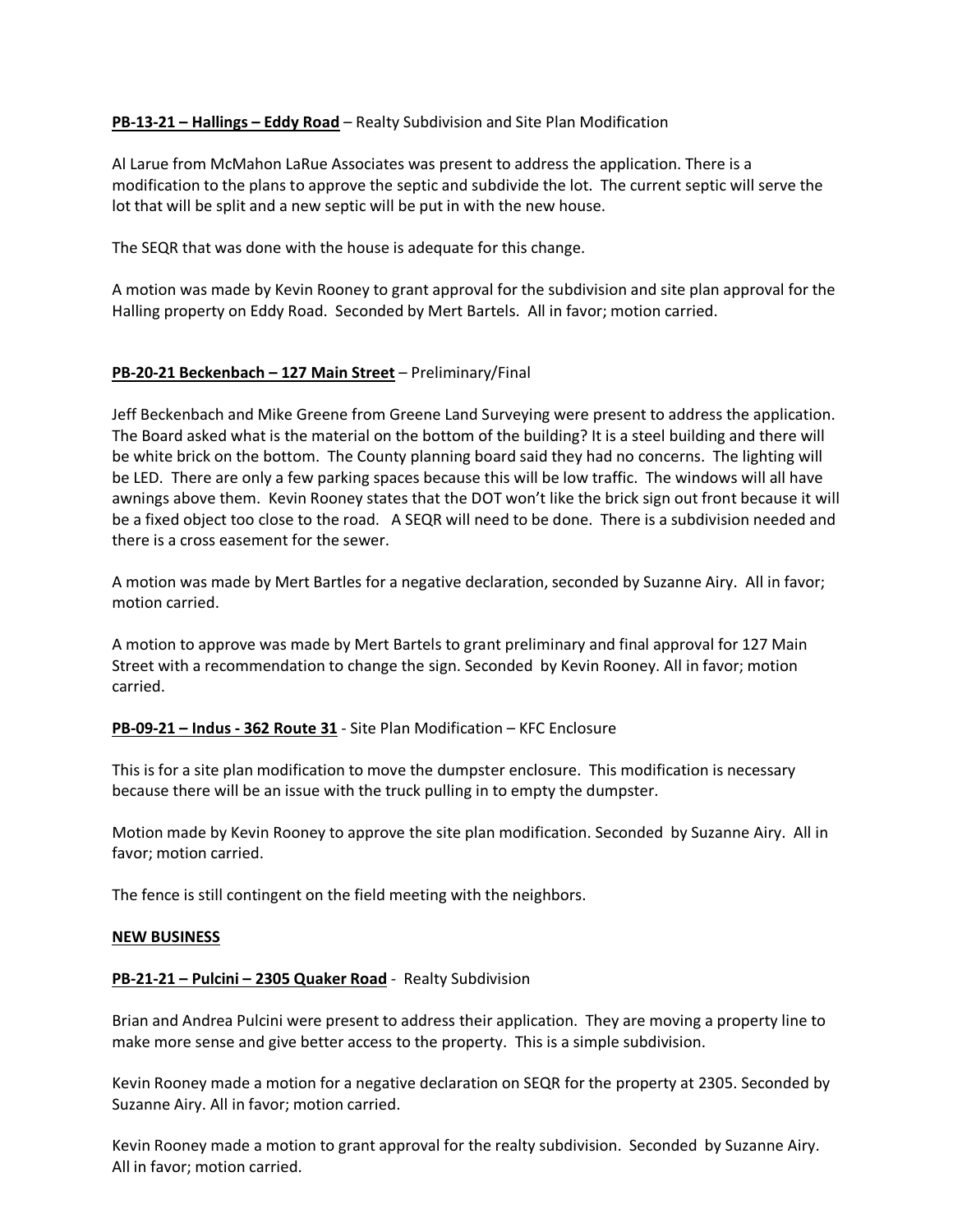**PB-13-21 – Hallings – Eddy Road** – Realty Subdivision and Site Plan Modification

Al Larue from McMahon LaRue Associates was present to address the application. There is a modification to the plans to approve the septic and subdivide the lot. The current septic will serve the lot that will be split and a new septic will be put in with the new house.

The SEQR that was done with the house is adequate for this change.

A motion was made by Kevin Rooney to grant approval for the subdivision and site plan approval for the Halling property on Eddy Road. Seconded by Mert Bartels. All in favor; motion carried.

**PB-20-21 Beckenbach – 127 Main Street** – Preliminary/Final

Jeff Beckenbach and Mike Greene from Greene Land Surveying were present to address the application. The Board asked what is the material on the bottom of the building? It is a steel building and there will be white brick on the bottom. The County planning board said they had no concerns. The lighting will be LED. There are only a few parking spaces because this will be low traffic. The windows will all have awnings above them. Kevin Rooney states that the DOT won't like the brick sign out front because it will be a fixed object too close to the road. A SEQR will need to be done. There is a subdivision needed and there is a cross easement for the sewer.

A motion was made by Mert Bartles for a negative declaration, seconded by Suzanne Airy. All in favor; motion carried.

A motion to approve was made by Mert Bartels to grant preliminary and final approval for 127 Main Street with a recommendation to change the sign. Seconded by Kevin Rooney. All in favor; motion carried.

**PB-09-21 – Indus - 362 Route 31** - Site Plan Modification – KFC Enclosure

This is for a site plan modification to move the dumpster enclosure. This modification is necessary because there will be an issue with the truck pulling in to empty the dumpster.

Motion made by Kevin Rooney to approve the site plan modification. Seconded by Suzanne Airy. All in favor; motion carried.

The fence is still contingent on the field meeting with the neighbors.

**NEW BUSINESS**

**PB-21-21 – Pulcini – 2305 Quaker Road** - Realty Subdivision

Brian and Andrea Pulcini were present to address their application. They are moving a property line to make more sense and give better access to the property. This is a simple subdivision.

Kevin Rooney made a motion for a negative declaration on SEQR for the property at 2305. Seconded by Suzanne Airy. All in favor; motion carried.

Kevin Rooney made a motion to grant approval for the realty subdivision. Seconded by Suzanne Airy. All in favor; motion carried.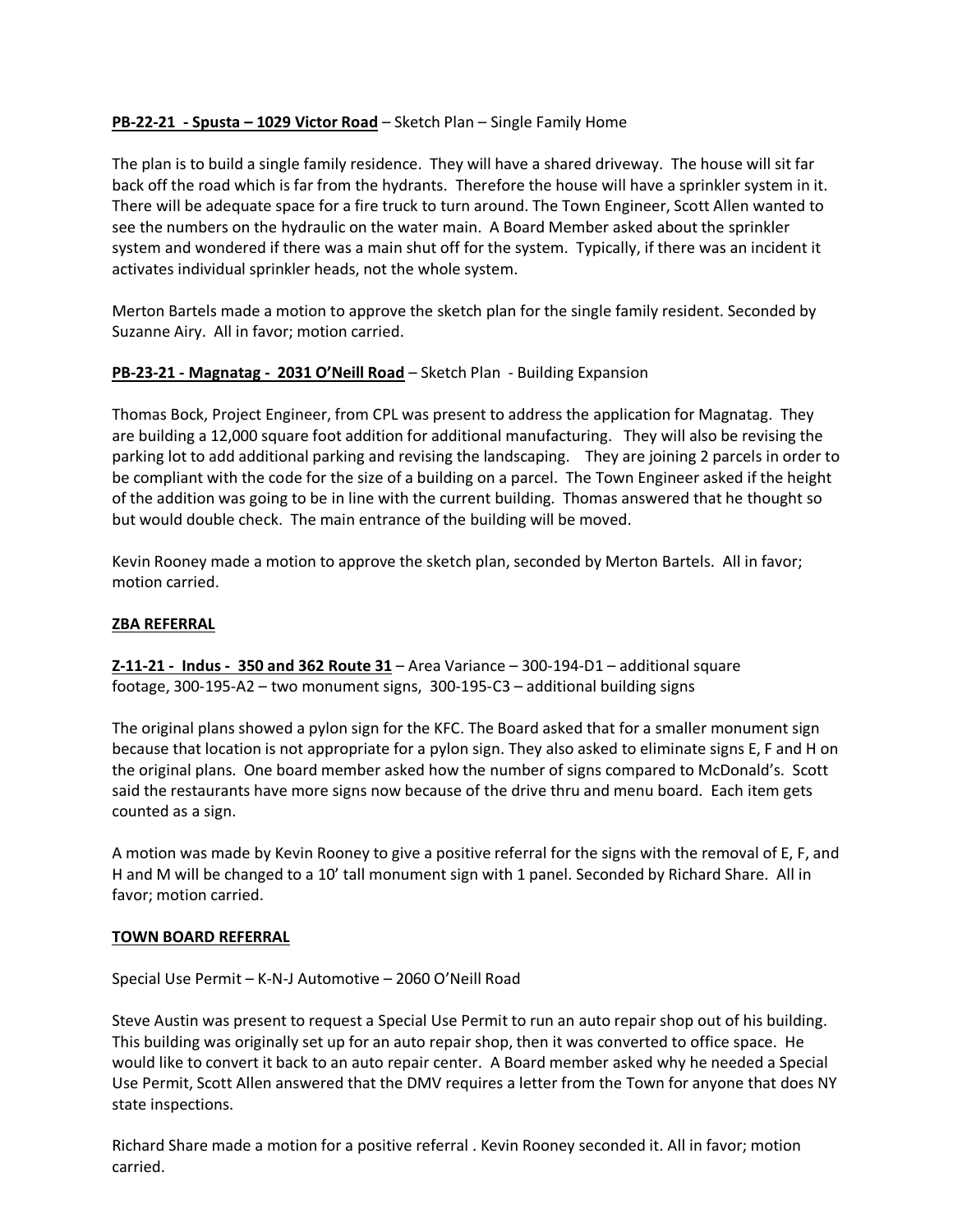**PB-22-21 - Spusta – 1029 Victor Road** – Sketch Plan – Single Family Home

The plan is to build a single family residence. They will have a shared driveway. The house will sit far back off the road which is far from the hydrants. Therefore the house will have a sprinkler system in it. There will be adequate space for a fire truck to turn around. The Town Engineer, Scott Allen wanted to see the numbers on the hydraulic on the water main. A Board Member asked about the sprinkler system and wondered if there was a main shut off for the system. Typically, if there was an incident it activates individual sprinkler heads, not the whole system.

Merton Bartels made a motion to approve the sketch plan for the single family resident. Seconded by Suzanne Airy. All in favor; motion carried.

**PB-23-21 - Magnatag - 2031 O'Neill Road** – Sketch Plan - Building Expansion

Thomas Bock, Project Engineer, from CPL was present to address the application for Magnatag. They are building a 12,000 square foot addition for additional manufacturing. They will also be revising the parking lot to add additional parking and revising the landscaping. They are joining 2 parcels in order to be compliant with the code for the size of a building on a parcel. The Town Engineer asked if the height of the addition was going to be in line with the current building. Thomas answered that he thought so but would double check. The main entrance of the building will be moved.

Kevin Rooney made a motion to approve the sketch plan, seconded by Merton Bartels. All in favor; motion carried.

**ZBA REFERRAL**

**Z-11-21 - Indus - 350 and 362 Route 31** – Area Variance – 300-194-D1 – additional square footage, 300-195-A2 – two monument signs, 300-195-C3 – additional building signs

The original plans showed a pylon sign for the KFC. The Board asked that for a smaller monument sign because that location is not appropriate for a pylon sign. They also asked to eliminate signs E, F and H on the original plans. One board member asked how the number of signs compared to McDonald's. Scott said the restaurants have more signs now because of the drive thru and menu board. Each item gets counted as a sign.

A motion was made by Kevin Rooney to give a positive referral for the signs with the removal of E, F, and H and M will be changed to a 10' tall monument sign with 1 panel. Seconded by Richard Share. All in favor; motion carried.

**TOWN BOARD REFERRAL**

Special Use Permit – K-N-J Automotive – 2060 O'Neill Road

Steve Austin was present to request a Special Use Permit to run an auto repair shop out of his building. This building was originally set up for an auto repair shop, then it was converted to office space. He would like to convert it back to an auto repair center. A Board member asked why he needed a Special Use Permit, Scott Allen answered that the DMV requires a letter from the Town for anyone that does NY state inspections.

Richard Share made a motion for a positive referral . Kevin Rooney seconded it. All in favor; motion carried.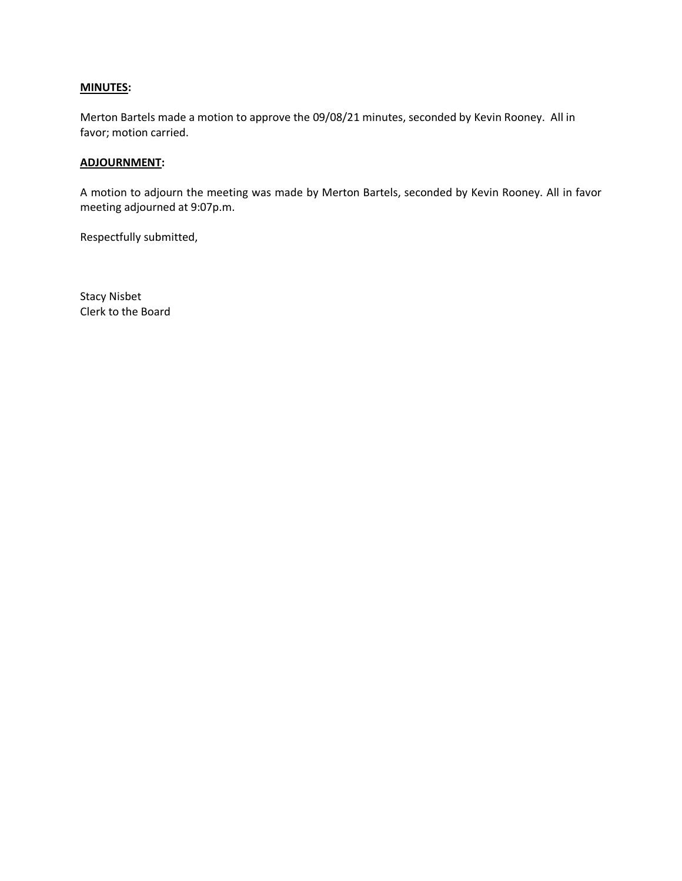**MINUTES:**

Merton Bartels made a motion to approve the 09/08/21 minutes, seconded by Kevin Rooney. All in favor; motion carried.

**ADJOURNMENT:**

A motion to adjourn the meeting was made by Merton Bartels, seconded by Kevin Rooney. All in favor meeting adjourned at 9:07p.m.

Respectfully submitted,

Stacy Nisbet
Clerk to the Board